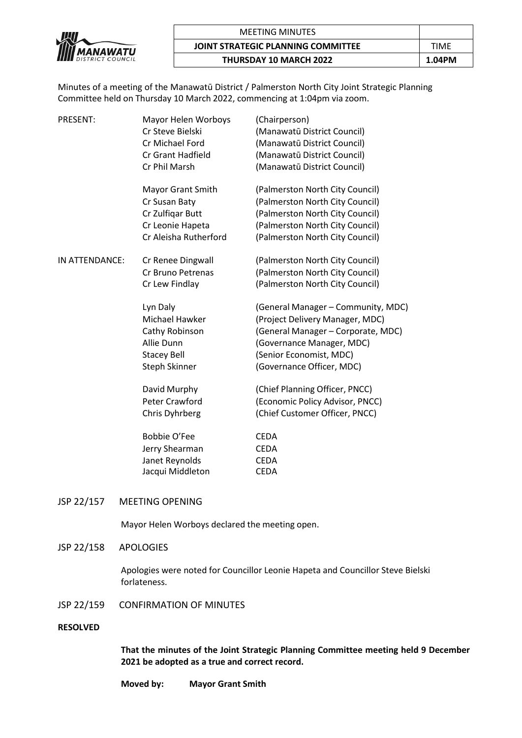| MEETING MINUTES | |
|---|---|
| **JOINT STRATEGIC PLANNING COMMITTEE** | TIME |
| **THURSDAY 10 MARCH 2022** | **1.04PM** |

Minutes of a meeting of the Manawatū District / Palmerston North City Joint Strategic Planning Committee held on Thursday 10 March 2022, commencing at 1:04pm via zoom.

| | | |
|---|---|---|
| PRESENT: | Mayor Helen Worboys | (Chairperson) |
| | Cr Steve Bielski | (Manawatū District Council) |
| | Cr Michael Ford | (Manawatū District Council) |
| | Cr Grant Hadfield | (Manawatū District Council) |
| | Cr Phil Marsh | (Manawatū District Council) |
| | Mayor Grant Smith | (Palmerston North City Council) |
| | Cr Susan Baty | (Palmerston North City Council) |
| | Cr Zulfiqar Butt | (Palmerston North City Council) |
| | Cr Leonie Hapeta | (Palmerston North City Council) |
| | Cr Aleisha Rutherford | (Palmerston North City Council) |
| IN ATTENDANCE: | Cr Renee Dingwall | (Palmerston North City Council) |
| | Cr Bruno Petrenas | (Palmerston North City Council) |
| | Cr Lew Findlay | (Palmerston North City Council) |
| | Lyn Daly | (General Manager – Community, MDC) |
| | Michael Hawker | (Project Delivery Manager, MDC) |
| | Cathy Robinson | (General Manager – Corporate, MDC) |
| | Allie Dunn | (Governance Manager, MDC) |
| | Stacey Bell | (Senior Economist, MDC) |
| | Steph Skinner | (Governance Officer, MDC) |
| | David Murphy | (Chief Planning Officer, PNCC) |
| | Peter Crawford | (Economic Policy Advisor, PNCC) |
| | Chris Dyhrberg | (Chief Customer Officer, PNCC) |
| | Bobbie O'Fee | CEDA |
| | Jerry Shearman | CEDA |
| | Janet Reynolds | CEDA |
| | Jacqui Middleton | CEDA |

JSP 22/157 MEETING OPENING

Mayor Helen Worboys declared the meeting open.

JSP 22/158 APOLOGIES

Apologies were noted for Councillor Leonie Hapeta and Councillor Steve Bielski forlateness.

JSP 22/159 CONFIRMATION OF MINUTES

**RESOLVED**

**That the minutes of the Joint Strategic Planning Committee meeting held 9 December 2021 be adopted as a true and correct record.**

**Moved by: Mayor Grant Smith**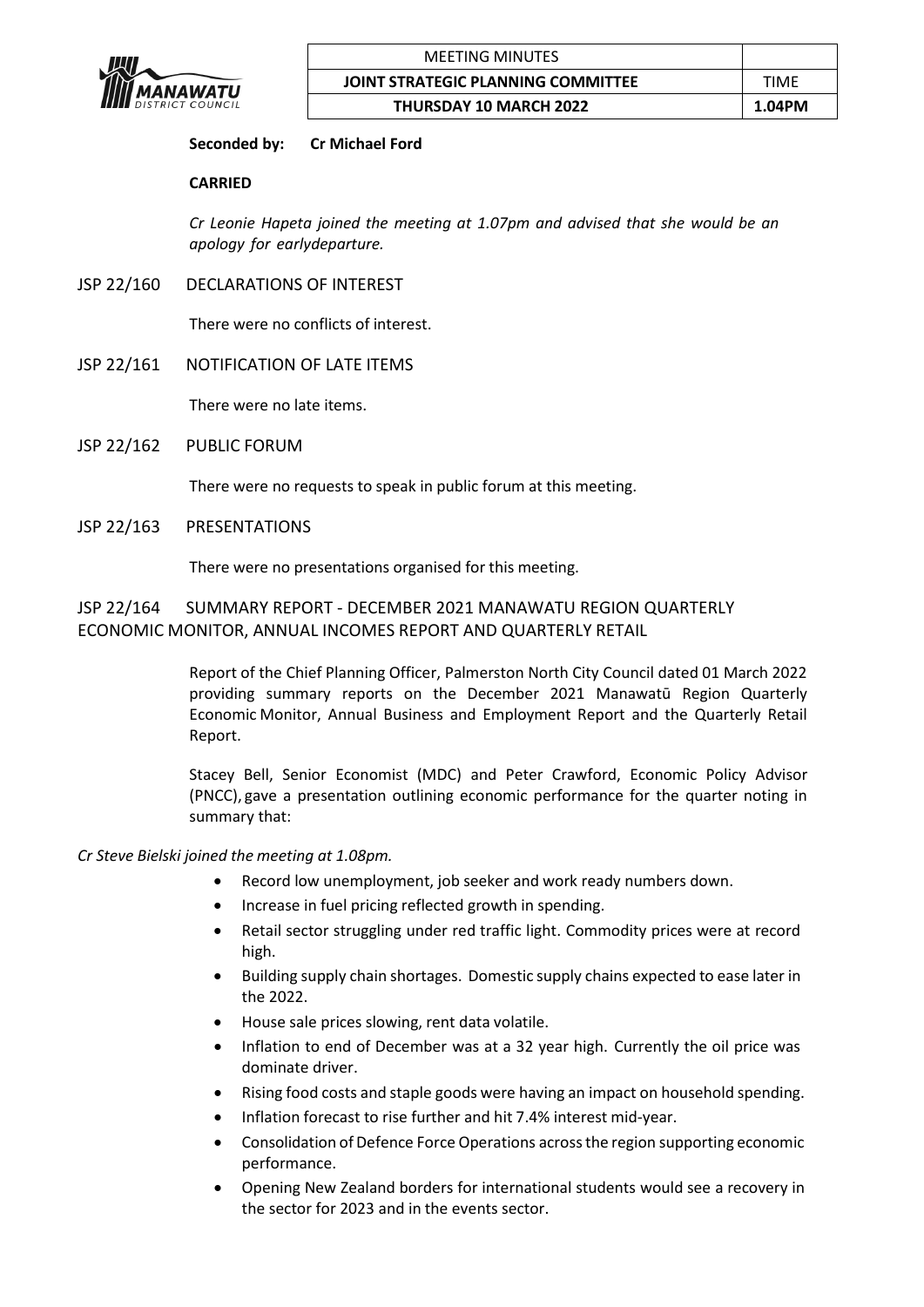**Seconded by: Cr Michael Ford**

**CARRIED**

*Cr Leonie Hapeta joined the meeting at 1.07pm and advised that she would be an apology for earlydeparture.*

JSP 22/160 DECLARATIONS OF INTEREST

There were no conflicts of interest.

JSP 22/161 NOTIFICATION OF LATE ITEMS

There were no late items.

JSP 22/162 PUBLIC FORUM

There were no requests to speak in public forum at this meeting.

JSP 22/163 PRESENTATIONS

There were no presentations organised for this meeting.

JSP 22/164 SUMMARY REPORT - DECEMBER 2021 MANAWATU REGION QUARTERLY ECONOMIC MONITOR, ANNUAL INCOMES REPORT AND QUARTERLY RETAIL

Report of the Chief Planning Officer, Palmerston North City Council dated 01 March 2022 providing summary reports on the December 2021 Manawatū Region Quarterly Economic Monitor, Annual Business and Employment Report and the Quarterly Retail Report.

Stacey Bell, Senior Economist (MDC) and Peter Crawford, Economic Policy Advisor (PNCC), gave a presentation outlining economic performance for the quarter noting in summary that:

*Cr Steve Bielski joined the meeting at 1.08pm.*

- Record low unemployment, job seeker and work ready numbers down.
- Increase in fuel pricing reflected growth in spending.
- Retail sector struggling under red traffic light. Commodity prices were at record high.
- Building supply chain shortages. Domestic supply chains expected to ease later in the 2022.
- House sale prices slowing, rent data volatile.
- Inflation to end of December was at a 32 year high. Currently the oil price was dominate driver.
- Rising food costs and staple goods were having an impact on household spending.
- Inflation forecast to rise further and hit 7.4% interest mid-year.
- Consolidation of Defence Force Operations across the region supporting economic performance.
- Opening New Zealand borders for international students would see a recovery in the sector for 2023 and in the events sector.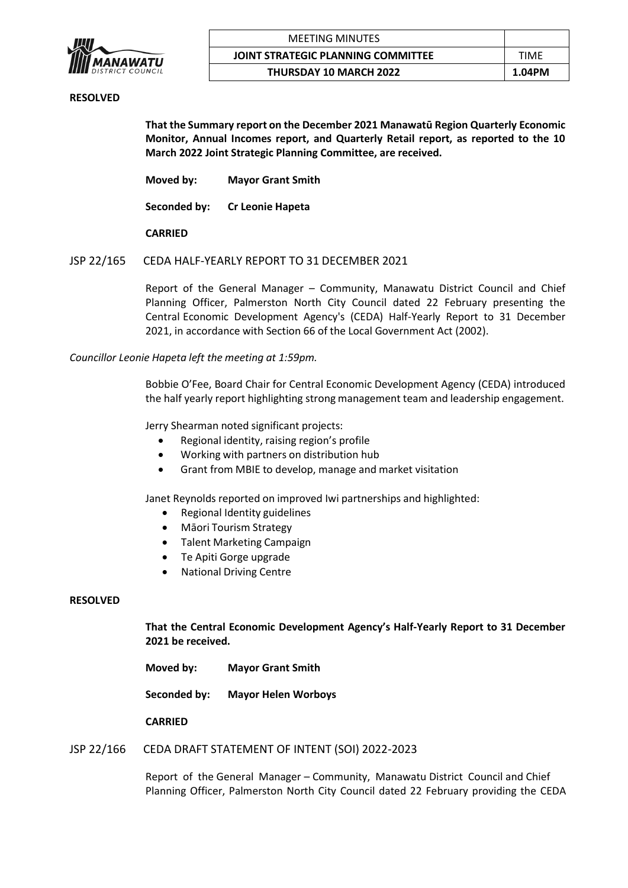**RESOLVED**

**That the Summary report on the December 2021 Manawatū Region Quarterly Economic Monitor, Annual Incomes report, and Quarterly Retail report, as reported to the 10 March 2022 Joint Strategic Planning Committee, are received.**

**Moved by:** **Mayor Grant Smith**

**Seconded by:** **Cr Leonie Hapeta**

**CARRIED**

JSP 22/165 CEDA HALF-YEARLY REPORT TO 31 DECEMBER 2021

Report of the General Manager – Community, Manawatu District Council and Chief Planning Officer, Palmerston North City Council dated 22 February presenting the Central Economic Development Agency's (CEDA) Half-Yearly Report to 31 December 2021, in accordance with Section 66 of the Local Government Act (2002).

*Councillor Leonie Hapeta left the meeting at 1:59pm.*

Bobbie O'Fee, Board Chair for Central Economic Development Agency (CEDA) introduced the half yearly report highlighting strong management team and leadership engagement.

Jerry Shearman noted significant projects:

- Regional identity, raising region's profile
- Working with partners on distribution hub
- Grant from MBIE to develop, manage and market visitation

Janet Reynolds reported on improved Iwi partnerships and highlighted:

- Regional Identity guidelines
- Māori Tourism Strategy
- Talent Marketing Campaign
- Te Apiti Gorge upgrade
- National Driving Centre

**RESOLVED**

**That the Central Economic Development Agency's Half-Yearly Report to 31 December 2021 be received.**

**Moved by:** **Mayor Grant Smith**

**Seconded by:** **Mayor Helen Worboys**

**CARRIED**

JSP 22/166 CEDA DRAFT STATEMENT OF INTENT (SOI) 2022-2023

Report of the General Manager – Community, Manawatu District Council and Chief Planning Officer, Palmerston North City Council dated 22 February providing the CEDA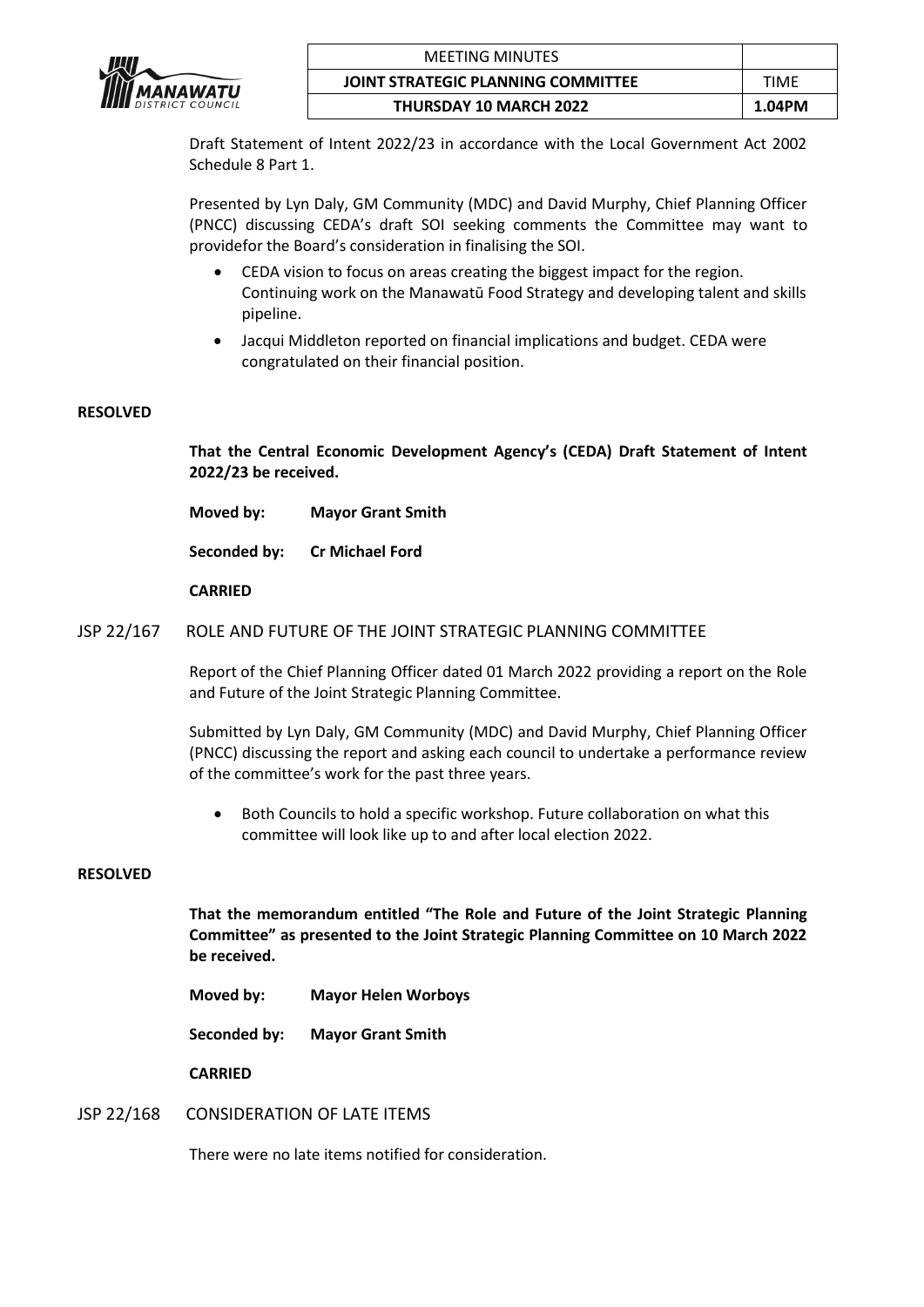Draft Statement of Intent 2022/23 in accordance with the Local Government Act 2002 Schedule 8 Part 1.

Presented by Lyn Daly, GM Community (MDC) and David Murphy, Chief Planning Officer (PNCC) discussing CEDA's draft SOI seeking comments the Committee may want to providefor the Board's consideration in finalising the SOI.

- CEDA vision to focus on areas creating the biggest impact for the region. Continuing work on the Manawatū Food Strategy and developing talent and skills pipeline.
- Jacqui Middleton reported on financial implications and budget. CEDA were congratulated on their financial position.

**RESOLVED**

**That the Central Economic Development Agency's (CEDA) Draft Statement of Intent 2022/23 be received.**

**Moved by:** **Mayor Grant Smith**

**Seconded by:** **Cr Michael Ford**

**CARRIED**

JSP 22/167 ROLE AND FUTURE OF THE JOINT STRATEGIC PLANNING COMMITTEE

Report of the Chief Planning Officer dated 01 March 2022 providing a report on the Role and Future of the Joint Strategic Planning Committee.

Submitted by Lyn Daly, GM Community (MDC) and David Murphy, Chief Planning Officer (PNCC) discussing the report and asking each council to undertake a performance review of the committee's work for the past three years.

- Both Councils to hold a specific workshop. Future collaboration on what this committee will look like up to and after local election 2022.

**RESOLVED**

**That the memorandum entitled "The Role and Future of the Joint Strategic Planning Committee" as presented to the Joint Strategic Planning Committee on 10 March 2022 be received.**

**Moved by:** **Mayor Helen Worboys**

**Seconded by:** **Mayor Grant Smith**

**CARRIED**

JSP 22/168 CONSIDERATION OF LATE ITEMS

There were no late items notified for consideration.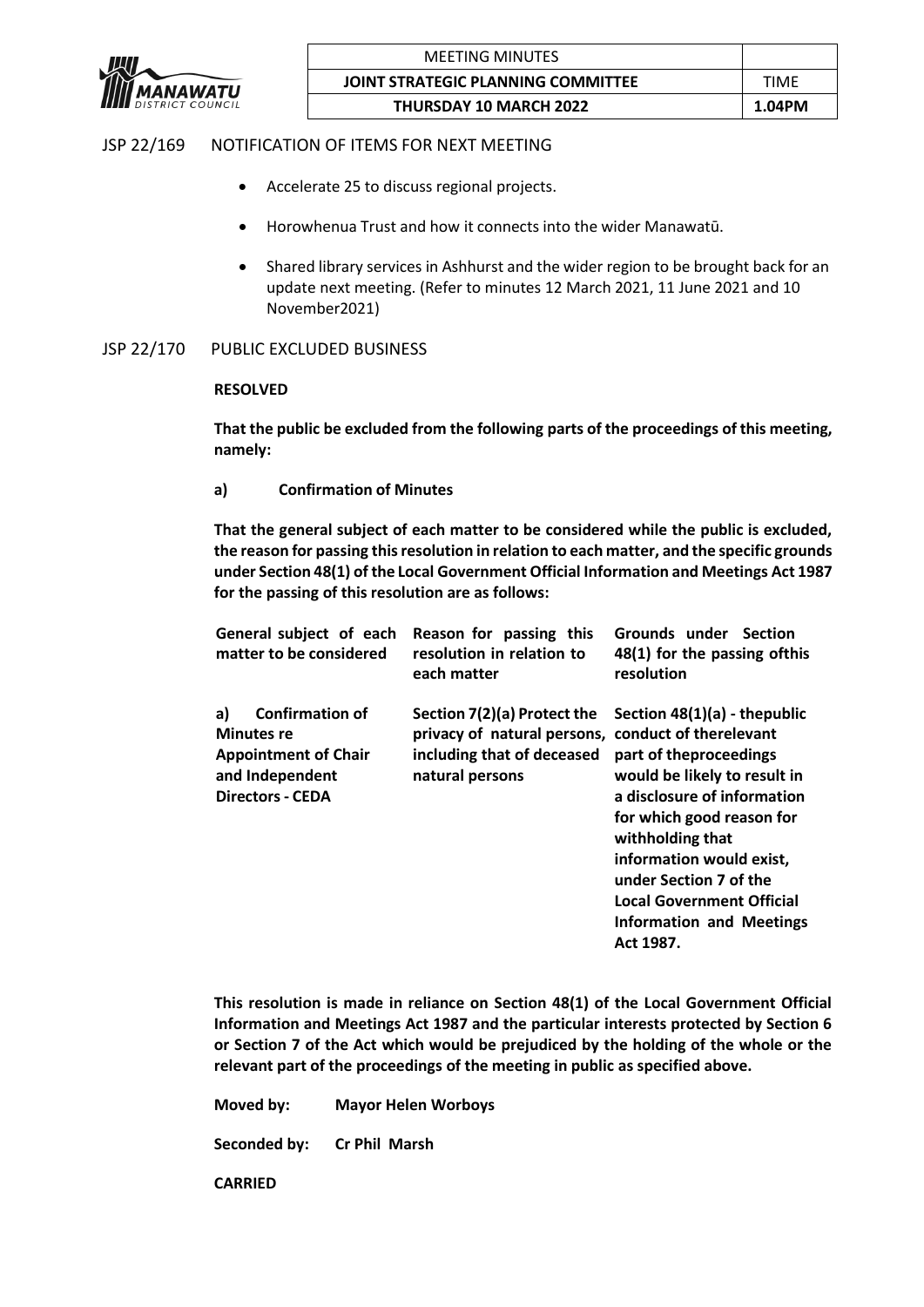JSP 22/169 NOTIFICATION OF ITEMS FOR NEXT MEETING

- Accelerate 25 to discuss regional projects.
- Horowhenua Trust and how it connects into the wider Manawatū.
- Shared library services in Ashhurst and the wider region to be brought back for an update next meeting. (Refer to minutes 12 March 2021, 11 June 2021 and 10 November2021)

JSP 22/170 PUBLIC EXCLUDED BUSINESS

**RESOLVED**

**That the public be excluded from the following parts of the proceedings of this meeting, namely:**

**a) Confirmation of Minutes**

**That the general subject of each matter to be considered while the public is excluded, the reason for passing this resolution in relation to each matter, and the specific grounds under Section 48(1) of the Local Government Official Information and Meetings Act 1987 for the passing of this resolution are as follows:**

| General subject of each matter to be considered | Reason for passing this resolution in relation to each matter | Grounds under Section 48(1) for the passing ofthis resolution |
|---|---|---|
| a) Confirmation of Minutes re Appointment of Chair and Independent Directors - CEDA | Section 7(2)(a) Protect the privacy of natural persons, including that of deceased natural persons | Section 48(1)(a) - thepublic conduct of therelevant part of theproceedings would be likely to result in a disclosure of information for which good reason for withholding that information would exist, under Section 7 of the Local Government Official Information and Meetings Act 1987. |

**This resolution is made in reliance on Section 48(1) of the Local Government Official Information and Meetings Act 1987 and the particular interests protected by Section 6 or Section 7 of the Act which would be prejudiced by the holding of the whole or the relevant part of the proceedings of the meeting in public as specified above.**

**Moved by:** **Mayor Helen Worboys**

**Seconded by:** **Cr Phil Marsh**

**CARRIED**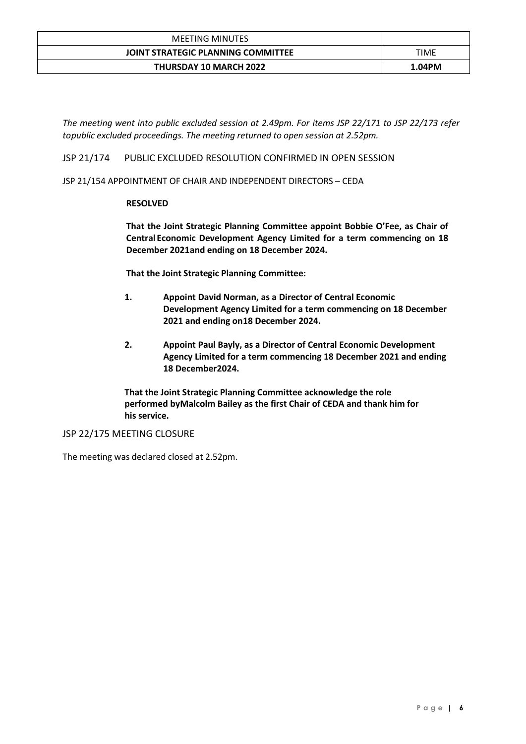| MEETING MINUTES | |
| --- | --- |
| **JOINT STRATEGIC PLANNING COMMITTEE** | TIME |
| **THURSDAY 10 MARCH 2022** | **1.04PM** |

*The meeting went into public excluded session at 2.49pm. For items JSP 22/171 to JSP 22/173 refer topublic excluded proceedings. The meeting returned to open session at 2.52pm.*

JSP 21/174 PUBLIC EXCLUDED RESOLUTION CONFIRMED IN OPEN SESSION

JSP 21/154 APPOINTMENT OF CHAIR AND INDEPENDENT DIRECTORS – CEDA

**RESOLVED**

**That the Joint Strategic Planning Committee appoint Bobbie O'Fee, as Chair of Central Economic Development Agency Limited for a term commencing on 18 December 2021and ending on 18 December 2024.**

**That the Joint Strategic Planning Committee:**

1. **Appoint David Norman, as a Director of Central Economic Development Agency Limited for a term commencing on 18 December 2021 and ending on18 December 2024.**
2. **Appoint Paul Bayly, as a Director of Central Economic Development Agency Limited for a term commencing 18 December 2021 and ending 18 December2024.**

**That the Joint Strategic Planning Committee acknowledge the role performed byMalcolm Bailey as the first Chair of CEDA and thank him for his service.**

JSP 22/175 MEETING CLOSURE

The meeting was declared closed at 2.52pm.